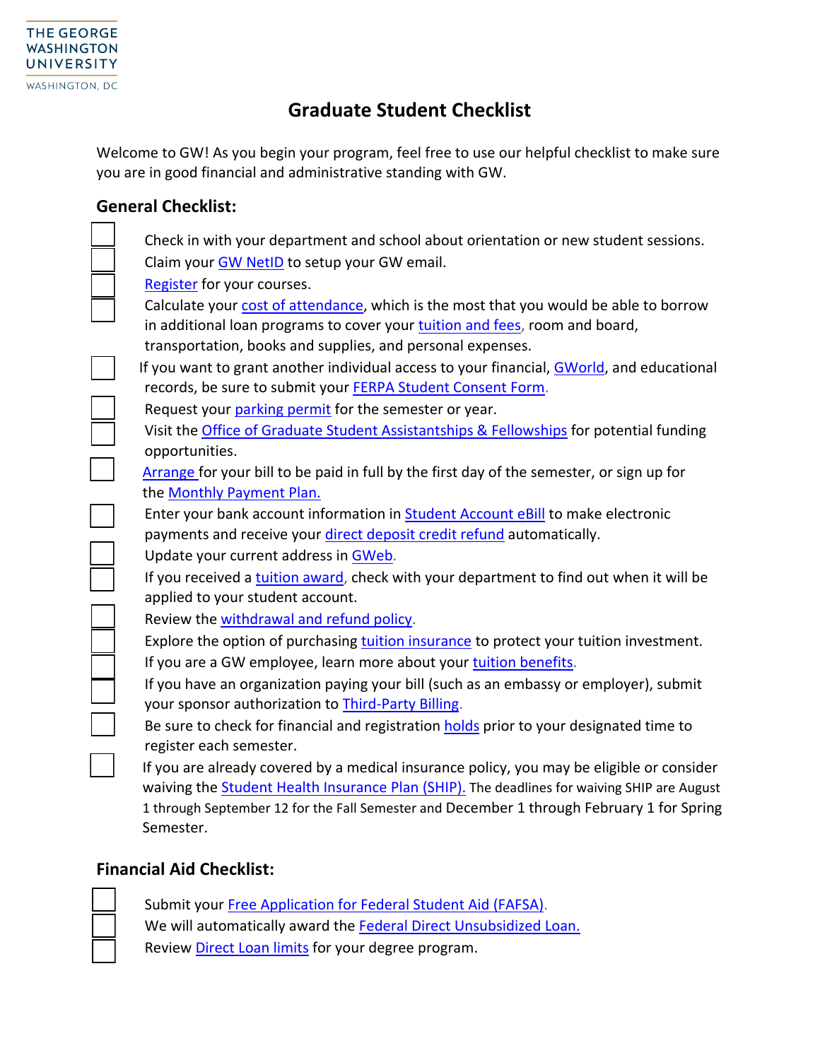THE GEORGE WASHINGTON UNIVERSITY
WASHINGTON, DC

# Graduate Student Checklist

Welcome to GW! As you begin your program, feel free to use our helpful checklist to make sure you are in good financial and administrative standing with GW.

## General Checklist:

- [ ] Check in with your department and school about orientation or new student sessions.
- [ ] Claim your GW NetID to setup your GW email.
- [ ] Register for your courses.
- [ ] Calculate your cost of attendance, which is the most that you would be able to borrow in additional loan programs to cover your tuition and fees, room and board, transportation, books and supplies, and personal expenses.
- [ ] If you want to grant another individual access to your financial, GWorld, and educational records, be sure to submit your FERPA Student Consent Form.
- [ ] Request your parking permit for the semester or year.
- [ ] Visit the Office of Graduate Student Assistantships & Fellowships for potential funding opportunities.
- [ ] Arrange for your bill to be paid in full by the first day of the semester, or sign up for the Monthly Payment Plan.
- [ ] Enter your bank account information in Student Account eBill to make electronic payments and receive your direct deposit credit refund automatically.
- [ ] Update your current address in GWeb.
- [ ] If you received a tuition award, check with your department to find out when it will be applied to your student account.
- [ ] Review the withdrawal and refund policy.
- [ ] Explore the option of purchasing tuition insurance to protect your tuition investment.
- [ ] If you are a GW employee, learn more about your tuition benefits.
- [ ] If you have an organization paying your bill (such as an embassy or employer), submit your sponsor authorization to Third-Party Billing.
- [ ] Be sure to check for financial and registration holds prior to your designated time to register each semester.
- [ ] If you are already covered by a medical insurance policy, you may be eligible or consider waiving the Student Health Insurance Plan (SHIP). The deadlines for waiving SHIP are August 1 through September 12 for the Fall Semester and December 1 through February 1 for Spring Semester.

## Financial Aid Checklist:

- [ ] Submit your Free Application for Federal Student Aid (FAFSA).
- [ ] We will automatically award the Federal Direct Unsubsidized Loan.
- [ ] Review Direct Loan limits for your degree program.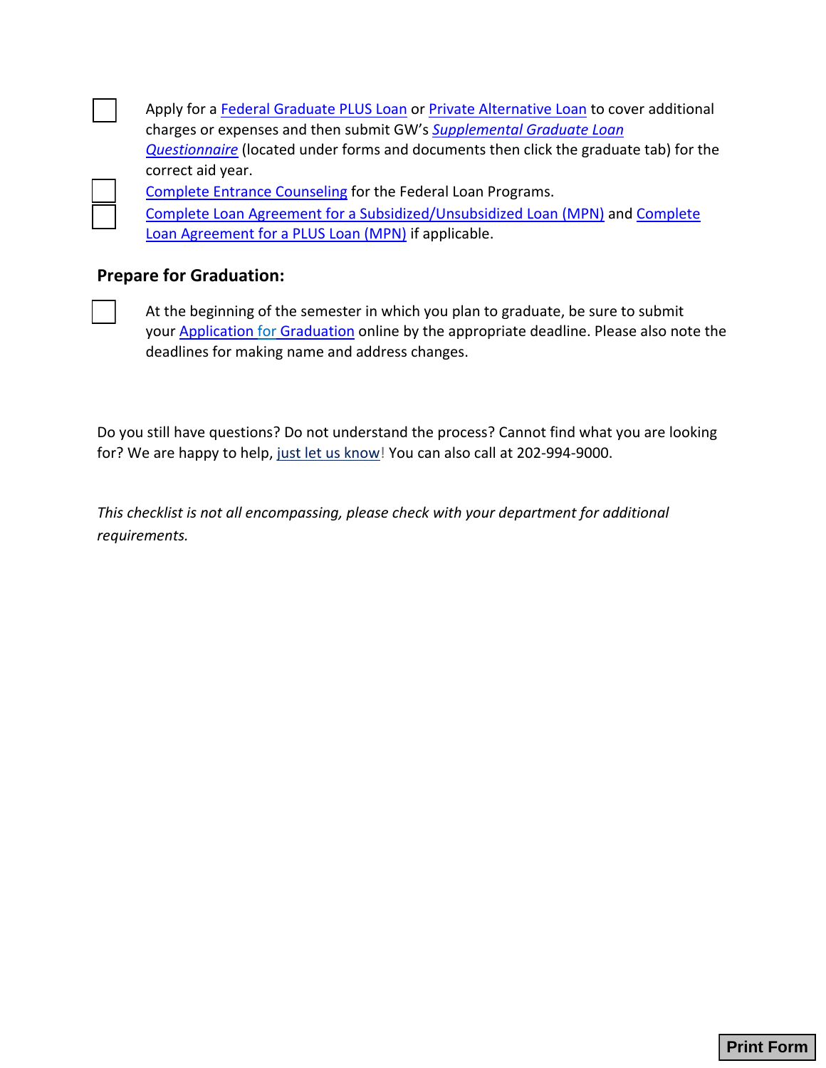- [ ] Apply for a Federal Graduate PLUS Loan or Private Alternative Loan to cover additional charges or expenses and then submit GW's *Supplemental Graduate Loan Questionnaire* (located under forms and documents then click the graduate tab) for the correct aid year.
- [ ] Complete Entrance Counseling for the Federal Loan Programs.
- [ ] Complete Loan Agreement for a Subsidized/Unsubsidized Loan (MPN) and Complete Loan Agreement for a PLUS Loan (MPN) if applicable.

## Prepare for Graduation:

- [ ] At the beginning of the semester in which you plan to graduate, be sure to submit your Application for Graduation online by the appropriate deadline. Please also note the deadlines for making name and address changes.

Do you still have questions? Do not understand the process? Cannot find what you are looking for? We are happy to help, just let us know! You can also call at 202-994-9000.

*This checklist is not all encompassing, please check with your department for additional requirements.*

Print Form